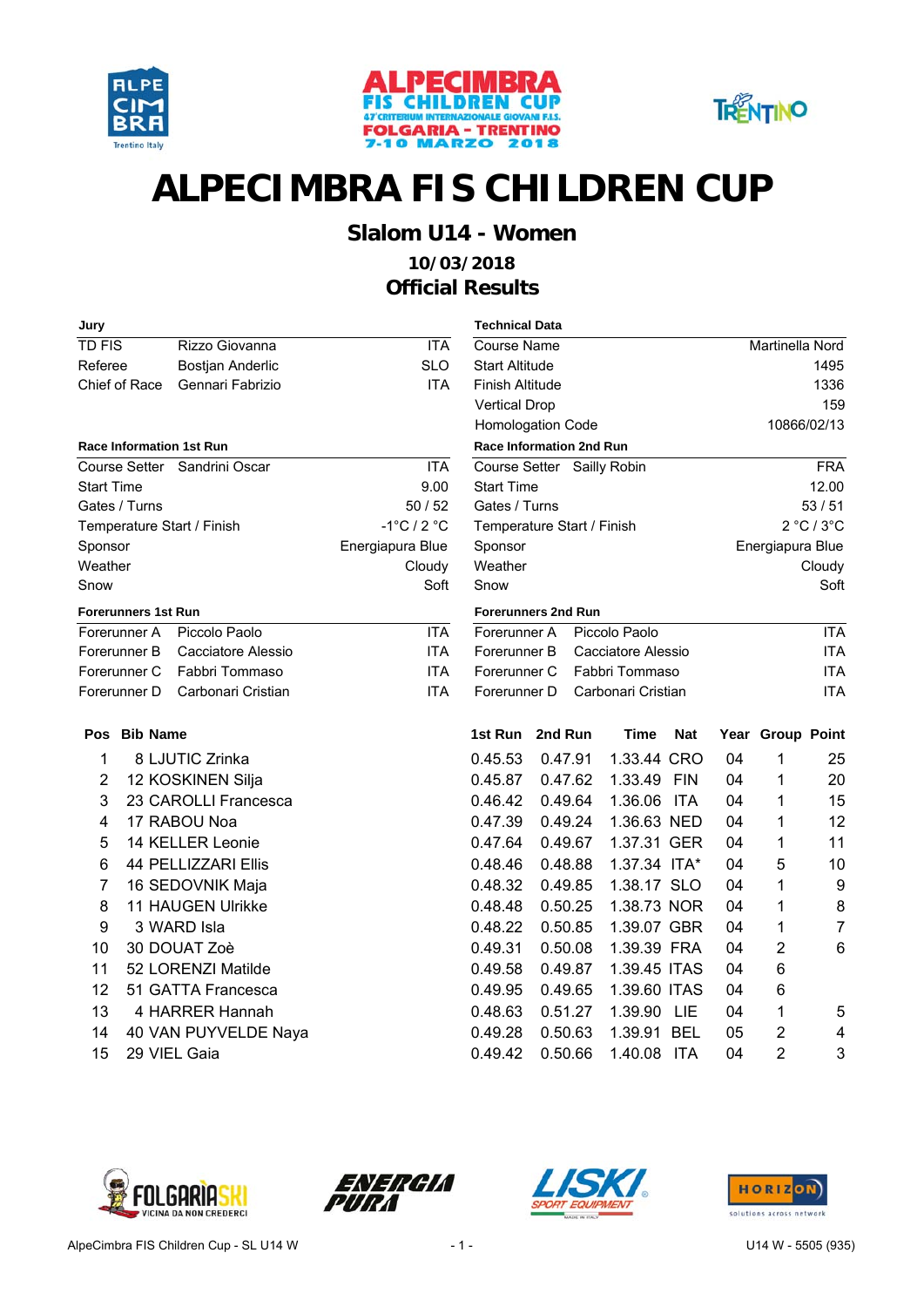# ALPECIMBRA FIS CHILDREN CUP

## Slalom U14 - Women

### 10/03/2018

### Official Results

**Jury**

| | | |
|---|---|---|
| TD FIS | Rizzo Giovanna | ITA |
| Referee | Bostjan Anderlic | SLO |
| Chief of Race | Gennari Fabrizio | ITA |

**Technical Data**

| | |
|---|---|
| Course Name | Martinella Nord |
| Start Altitude | 1495 |
| Finish Altitude | 1336 |
| Vertical Drop | 159 |
| Homologation Code | 10866/02/13 |

**Race Information 1st Run**

| | | |
|---|---|---|
| Course Setter | Sandrini Oscar | ITA |
| Start Time | | 9.00 |
| Gates / Turns | | 50 / 52 |
| Temperature Start / Finish | | -1°C / 2 °C |
| Sponsor | | Energiapura Blue |
| Weather | | Cloudy |
| Snow | | Soft |

**Race Information 2nd Run**

| | | |
|---|---|---|
| Course Setter | Sailly Robin | FRA |
| Start Time | | 12.00 |
| Gates / Turns | | 53 / 51 |
| Temperature Start / Finish | | 2 °C / 3°C |
| Sponsor | | Energiapura Blue |
| Weather | | Cloudy |
| Snow | | Soft |

**Forerunners 1st Run**

| | | |
|---|---|---|
| Forerunner A | Piccolo Paolo | ITA |
| Forerunner B | Cacciatore Alessio | ITA |
| Forerunner C | Fabbri Tommaso | ITA |
| Forerunner D | Carbonari Cristian | ITA |

**Forerunners 2nd Run**

| | | |
|---|---|---|
| Forerunner A | Piccolo Paolo | ITA |
| Forerunner B | Cacciatore Alessio | ITA |
| Forerunner C | Fabbri Tommaso | ITA |
| Forerunner D | Carbonari Cristian | ITA |

| Pos | Bib | Name | 1st Run | 2nd Run | Time | Nat | Year | Group | Point |
|---|---|---|---|---|---|---|---|---|---|
| 1 | 8 | LJUTIC Zrinka | 0.45.53 | 0.47.91 | 1.33.44 | CRO | 04 | 1 | 25 |
| 2 | 12 | KOSKINEN Silja | 0.45.87 | 0.47.62 | 1.33.49 | FIN | 04 | 1 | 20 |
| 3 | 23 | CAROLLI Francesca | 0.46.42 | 0.49.64 | 1.36.06 | ITA | 04 | 1 | 15 |
| 4 | 17 | RABOU Noa | 0.47.39 | 0.49.24 | 1.36.63 | NED | 04 | 1 | 12 |
| 5 | 14 | KELLER Leonie | 0.47.64 | 0.49.67 | 1.37.31 | GER | 04 | 1 | 11 |
| 6 | 44 | PELLIZZARI Ellis | 0.48.46 | 0.48.88 | 1.37.34 | ITA* | 04 | 5 | 10 |
| 7 | 16 | SEDOVNIK Maja | 0.48.32 | 0.49.85 | 1.38.17 | SLO | 04 | 1 | 9 |
| 8 | 11 | HAUGEN Ulrikke | 0.48.48 | 0.50.25 | 1.38.73 | NOR | 04 | 1 | 8 |
| 9 | 3 | WARD Isla | 0.48.22 | 0.50.85 | 1.39.07 | GBR | 04 | 1 | 7 |
| 10 | 30 | DOUAT Zoè | 0.49.31 | 0.50.08 | 1.39.39 | FRA | 04 | 2 | 6 |
| 11 | 52 | LORENZI Matilde | 0.49.58 | 0.49.87 | 1.39.45 | ITAS | 04 | 6 | |
| 12 | 51 | GATTA Francesca | 0.49.95 | 0.49.65 | 1.39.60 | ITAS | 04 | 6 | |
| 13 | 4 | HARRER Hannah | 0.48.63 | 0.51.27 | 1.39.90 | LIE | 04 | 1 | 5 |
| 14 | 40 | VAN PUYVELDE Naya | 0.49.28 | 0.50.63 | 1.39.91 | BEL | 05 | 2 | 4 |
| 15 | 29 | VIEL Gaia | 0.49.42 | 0.50.66 | 1.40.08 | ITA | 04 | 2 | 3 |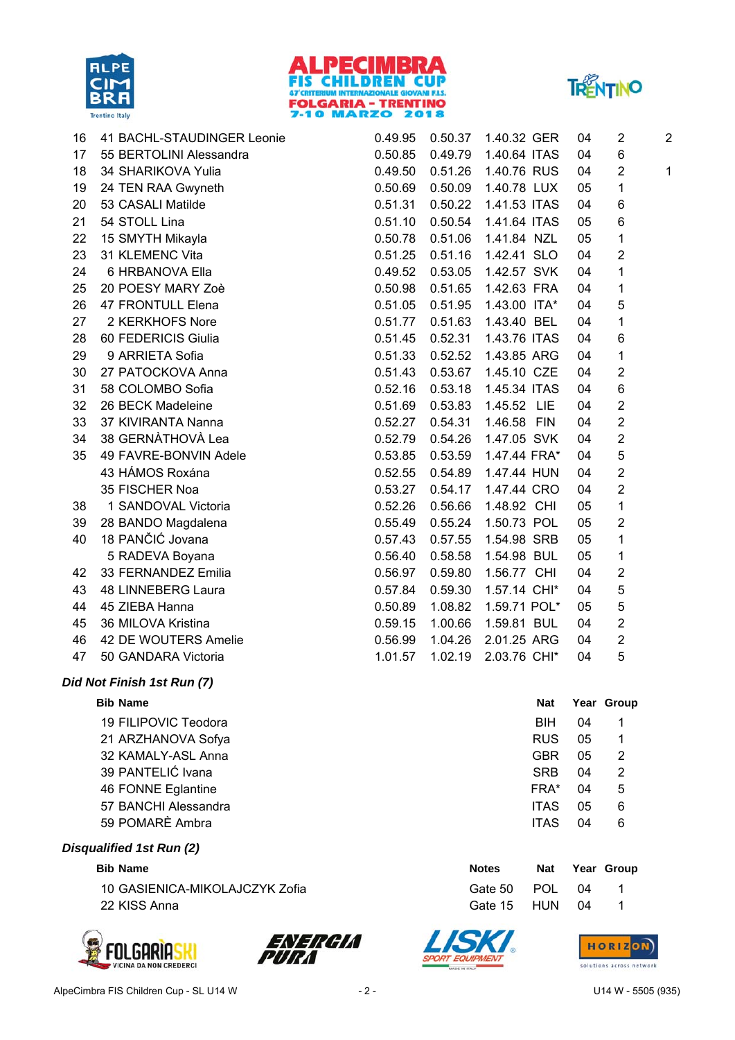| Rank | Bib | Name | Run 1 | Run 2 | Total | Nat | Year | Group | |
|---|---|---|---|---|---|---|---|---|---|
| 16 | 41 | BACHL-STAUDINGER Leonie | 0.49.95 | 0.50.37 | 1.40.32 | GER | 04 | 2 | 2 |
| 17 | 55 | BERTOLINI Alessandra | 0.50.85 | 0.49.79 | 1.40.64 | ITAS | 04 | 6 | |
| 18 | 34 | SHARIKOVA Yulia | 0.49.50 | 0.51.26 | 1.40.76 | RUS | 04 | 2 | 1 |
| 19 | 24 | TEN RAA Gwyneth | 0.50.69 | 0.50.09 | 1.40.78 | LUX | 05 | 1 | |
| 20 | 53 | CASALI Matilde | 0.51.31 | 0.50.22 | 1.41.53 | ITAS | 04 | 6 | |
| 21 | 54 | STOLL Lina | 0.51.10 | 0.50.54 | 1.41.64 | ITAS | 05 | 6 | |
| 22 | 15 | SMYTH Mikayla | 0.50.78 | 0.51.06 | 1.41.84 | NZL | 05 | 1 | |
| 23 | 31 | KLEMENC Vita | 0.51.25 | 0.51.16 | 1.42.41 | SLO | 04 | 2 | |
| 24 | 6 | HRBANOVA Ella | 0.49.52 | 0.53.05 | 1.42.57 | SVK | 04 | 1 | |
| 25 | 20 | POESY MARY Zoè | 0.50.98 | 0.51.65 | 1.42.63 | FRA | 04 | 1 | |
| 26 | 47 | FRONTULL Elena | 0.51.05 | 0.51.95 | 1.43.00 | ITA* | 04 | 5 | |
| 27 | 2 | KERKHOFS Nore | 0.51.77 | 0.51.63 | 1.43.40 | BEL | 04 | 1 | |
| 28 | 60 | FEDERICIS Giulia | 0.51.45 | 0.52.31 | 1.43.76 | ITAS | 04 | 6 | |
| 29 | 9 | ARRIETA Sofia | 0.51.33 | 0.52.52 | 1.43.85 | ARG | 04 | 1 | |
| 30 | 27 | PATOCKOVA Anna | 0.51.43 | 0.53.67 | 1.45.10 | CZE | 04 | 2 | |
| 31 | 58 | COLOMBO Sofia | 0.52.16 | 0.53.18 | 1.45.34 | ITAS | 04 | 6 | |
| 32 | 26 | BECK Madeleine | 0.51.69 | 0.53.83 | 1.45.52 | LIE | 04 | 2 | |
| 33 | 37 | KIVIRANTA Nanna | 0.52.27 | 0.54.31 | 1.46.58 | FIN | 04 | 2 | |
| 34 | 38 | GERNÀTHOVÀ Lea | 0.52.79 | 0.54.26 | 1.47.05 | SVK | 04 | 2 | |
| 35 | 49 | FAVRE-BONVIN Adele | 0.53.85 | 0.53.59 | 1.47.44 | FRA* | 04 | 5 | |
| | 43 | HÁMOS Roxána | 0.52.55 | 0.54.89 | 1.47.44 | HUN | 04 | 2 | |
| | 35 | FISCHER Noa | 0.53.27 | 0.54.17 | 1.47.44 | CRO | 04 | 2 | |
| 38 | 1 | SANDOVAL Victoria | 0.52.26 | 0.56.66 | 1.48.92 | CHI | 05 | 1 | |
| 39 | 28 | BANDO Magdalena | 0.55.49 | 0.55.24 | 1.50.73 | POL | 05 | 2 | |
| 40 | 18 | PANČIĆ Jovana | 0.57.43 | 0.57.55 | 1.54.98 | SRB | 05 | 1 | |
| | 5 | RADEVA Boyana | 0.56.40 | 0.58.58 | 1.54.98 | BUL | 05 | 1 | |
| 42 | 33 | FERNANDEZ Emilia | 0.56.97 | 0.59.80 | 1.56.77 | CHI | 04 | 2 | |
| 43 | 48 | LINNEBERG Laura | 0.57.84 | 0.59.30 | 1.57.14 | CHI* | 04 | 5 | |
| 44 | 45 | ZIEBA Hanna | 0.50.89 | 1.08.82 | 1.59.71 | POL* | 05 | 5 | |
| 45 | 36 | MILOVA Kristina | 0.59.15 | 1.00.66 | 1.59.81 | BUL | 04 | 2 | |
| 46 | 42 | DE WOUTERS Amelie | 0.56.99 | 1.04.26 | 2.01.25 | ARG | 04 | 2 | |
| 47 | 50 | GANDARA Victoria | 1.01.57 | 1.02.19 | 2.03.76 | CHI* | 04 | 5 | |

### *Did Not Finish 1st Run (7)*

| Bib | Name | Nat | Year | Group |
|---|---|---|---|---|
| 19 | FILIPOVIC Teodora | BIH | 04 | 1 |
| 21 | ARZHANOVA Sofya | RUS | 05 | 1 |
| 32 | KAMALY-ASL Anna | GBR | 05 | 2 |
| 39 | PANTELIĆ Ivana | SRB | 04 | 2 |
| 46 | FONNE Eglantine | FRA* | 04 | 5 |
| 57 | BANCHI Alessandra | ITAS | 05 | 6 |
| 59 | POMARÈ Ambra | ITAS | 04 | 6 |

### *Disqualified 1st Run (2)*

| Bib | Name | Notes | Nat | Year | Group |
|---|---|---|---|---|---|
| 10 | GASIENICA-MIKOLAJCZYK Zofia | Gate 50 | POL | 04 | 1 |
| 22 | KISS Anna | Gate 15 | HUN | 04 | 1 |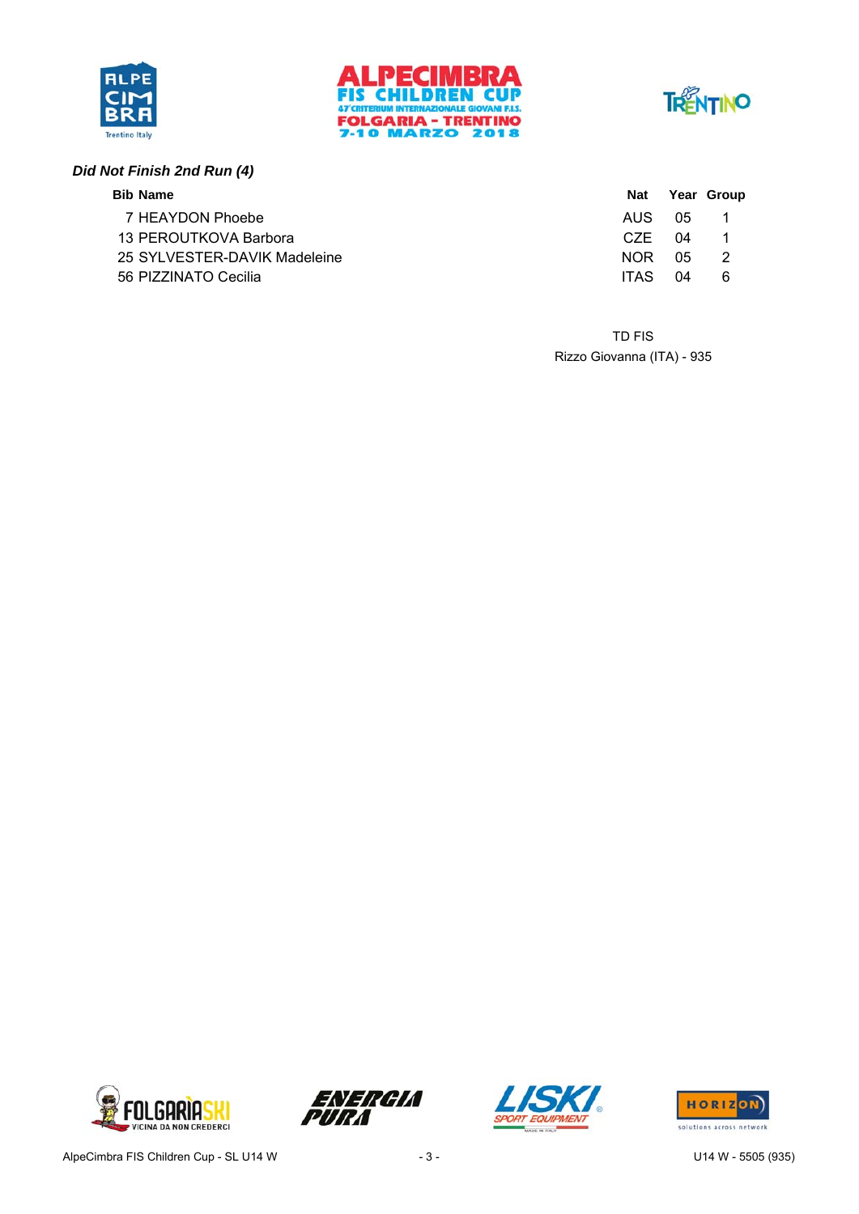### *Did Not Finish 2nd Run (4)*

| Bib | Name | Nat | Year | Group |
|---|---|---|---|---|
| 7 | HEAYDON Phoebe | AUS | 05 | 1 |
| 13 | PEROUTKOVA Barbora | CZE | 04 | 1 |
| 25 | SYLVESTER-DAVIK Madeleine | NOR | 05 | 2 |
| 56 | PIZZINATO Cecilia | ITAS | 04 | 6 |

TD FIS
Rizzo Giovanna (ITA) - 935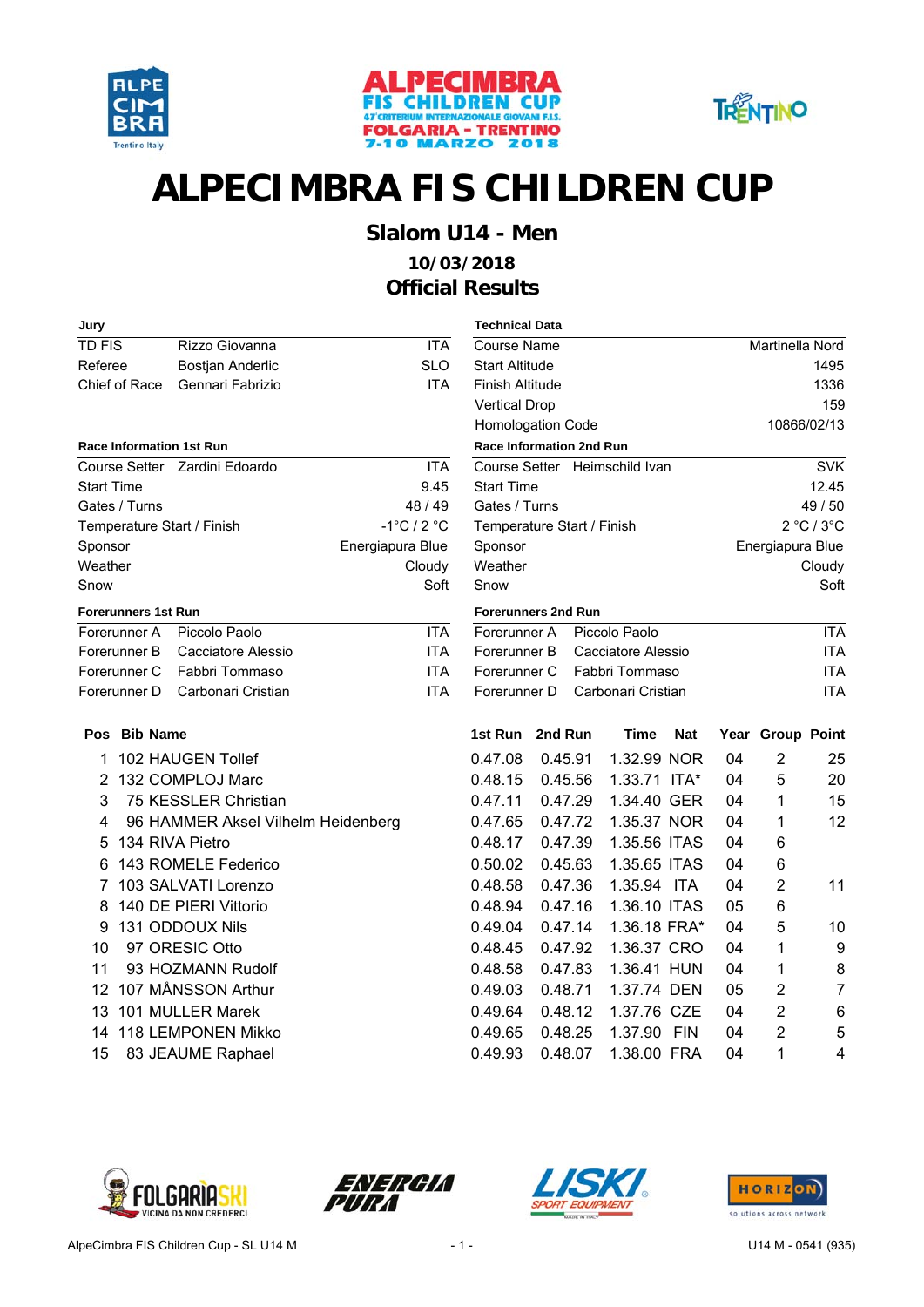# ALPECIMBRA FIS CHILDREN CUP

## Slalom U14 - Men

### 10/03/2018

### Official Results

**Jury**

| | | |
|---|---|---|
| TD FIS | Rizzo Giovanna | ITA |
| Referee | Bostjan Anderlic | SLO |
| Chief of Race | Gennari Fabrizio | ITA |

**Technical Data**

| | |
|---|---|
| Course Name | Martinella Nord |
| Start Altitude | 1495 |
| Finish Altitude | 1336 |
| Vertical Drop | 159 |
| Homologation Code | 10866/02/13 |

**Race Information 1st Run**

| | |
|---|---|
| Course Setter Zardini Edoardo | ITA |
| Start Time | 9.45 |
| Gates / Turns | 48 / 49 |
| Temperature Start / Finish | -1°C / 2 °C |
| Sponsor | Energiapura Blue |
| Weather | Cloudy |
| Snow | Soft |

**Race Information 2nd Run**

| | |
|---|---|
| Course Setter Heimschild Ivan | SVK |
| Start Time | 12.45 |
| Gates / Turns | 49 / 50 |
| Temperature Start / Finish | 2 °C / 3°C |
| Sponsor | Energiapura Blue |
| Weather | Cloudy |
| Snow | Soft |

**Forerunners 1st Run**

| | | |
|---|---|---|
| Forerunner A | Piccolo Paolo | ITA |
| Forerunner B | Cacciatore Alessio | ITA |
| Forerunner C | Fabbri Tommaso | ITA |
| Forerunner D | Carbonari Cristian | ITA |

**Forerunners 2nd Run**

| | | |
|---|---|---|
| Forerunner A | Piccolo Paolo | ITA |
| Forerunner B | Cacciatore Alessio | ITA |
| Forerunner C | Fabbri Tommaso | ITA |
| Forerunner D | Carbonari Cristian | ITA |

| Pos | Bib | Name | 1st Run | 2nd Run | Time | Nat | Year | Group | Point |
|---|---|---|---|---|---|---|---|---|---|
| 1 | 102 | HAUGEN Tollef | 0.47.08 | 0.45.91 | 1.32.99 | NOR | 04 | 2 | 25 |
| 2 | 132 | COMPLOJ Marc | 0.48.15 | 0.45.56 | 1.33.71 | ITA* | 04 | 5 | 20 |
| 3 | 75 | KESSLER Christian | 0.47.11 | 0.47.29 | 1.34.40 | GER | 04 | 1 | 15 |
| 4 | 96 | HAMMER Aksel Vilhelm Heidenberg | 0.47.65 | 0.47.72 | 1.35.37 | NOR | 04 | 1 | 12 |
| 5 | 134 | RIVA Pietro | 0.48.17 | 0.47.39 | 1.35.56 | ITAS | 04 | 6 | |
| 6 | 143 | ROMELE Federico | 0.50.02 | 0.45.63 | 1.35.65 | ITAS | 04 | 6 | |
| 7 | 103 | SALVATI Lorenzo | 0.48.58 | 0.47.36 | 1.35.94 | ITA | 04 | 2 | 11 |
| 8 | 140 | DE PIERI Vittorio | 0.48.94 | 0.47.16 | 1.36.10 | ITAS | 05 | 6 | |
| 9 | 131 | ODDOUX Nils | 0.49.04 | 0.47.14 | 1.36.18 | FRA* | 04 | 5 | 10 |
| 10 | 97 | ORESIC Otto | 0.48.45 | 0.47.92 | 1.36.37 | CRO | 04 | 1 | 9 |
| 11 | 93 | HOZMANN Rudolf | 0.48.58 | 0.47.83 | 1.36.41 | HUN | 04 | 1 | 8 |
| 12 | 107 | MÅNSSON Arthur | 0.49.03 | 0.48.71 | 1.37.74 | DEN | 05 | 2 | 7 |
| 13 | 101 | MULLER Marek | 0.49.64 | 0.48.12 | 1.37.76 | CZE | 04 | 2 | 6 |
| 14 | 118 | LEMPONEN Mikko | 0.49.65 | 0.48.25 | 1.37.90 | FIN | 04 | 2 | 5 |
| 15 | 83 | JEAUME Raphael | 0.49.93 | 0.48.07 | 1.38.00 | FRA | 04 | 1 | 4 |

AlpeCimbra FIS Children Cup - SL U14 M U14 M - 0541 (935)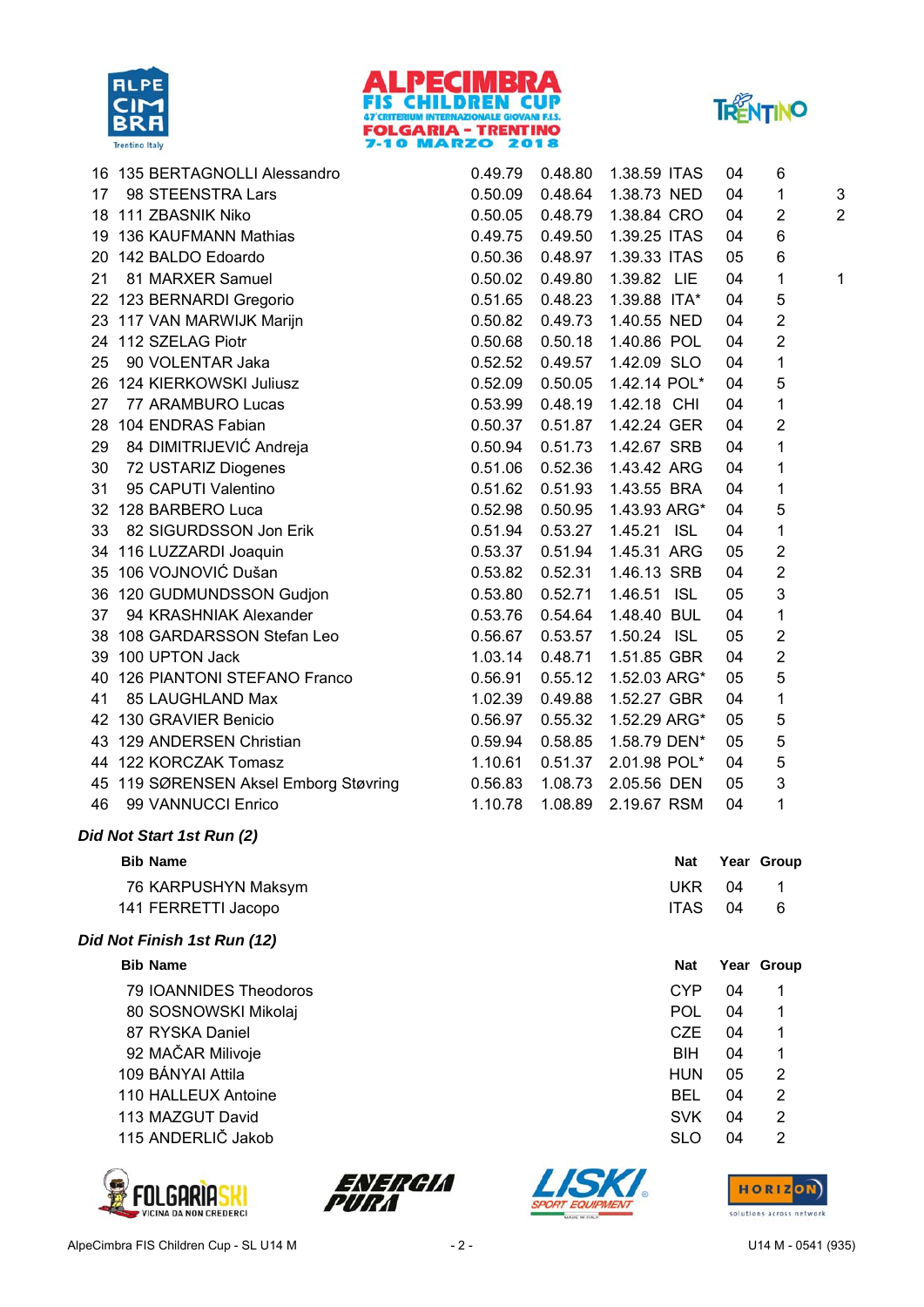ALPECIMBRA FIS CHILDREN CUP
47° CRITERIUM INTERNAZIONALE GIOVANI F.I.S.
FOLGARIA - TRENTINO
7-10 MARZO 2018

| Rank | Bib | Name | Run 1 | Run 2 | Total | Nat | Year | Group | |
|---|---|---|---|---|---|---|---|---|---|
| 16 | 135 | BERTAGNOLLI Alessandro | 0.49.79 | 0.48.80 | 1.38.59 | ITAS | 04 | 6 | |
| 17 | 98 | STEENSTRA Lars | 0.50.09 | 0.48.64 | 1.38.73 | NED | 04 | 1 | 3 |
| 18 | 111 | ZBASNIK Niko | 0.50.05 | 0.48.79 | 1.38.84 | CRO | 04 | 2 | 2 |
| 19 | 136 | KAUFMANN Mathias | 0.49.75 | 0.49.50 | 1.39.25 | ITAS | 04 | 6 | |
| 20 | 142 | BALDO Edoardo | 0.50.36 | 0.48.97 | 1.39.33 | ITAS | 05 | 6 | |
| 21 | 81 | MARXER Samuel | 0.50.02 | 0.49.80 | 1.39.82 | LIE | 04 | 1 | 1 |
| 22 | 123 | BERNARDI Gregorio | 0.51.65 | 0.48.23 | 1.39.88 | ITA* | 04 | 5 | |
| 23 | 117 | VAN MARWIJK Marijn | 0.50.82 | 0.49.73 | 1.40.55 | NED | 04 | 2 | |
| 24 | 112 | SZELAG Piotr | 0.50.68 | 0.50.18 | 1.40.86 | POL | 04 | 2 | |
| 25 | 90 | VOLENTAR Jaka | 0.52.52 | 0.49.57 | 1.42.09 | SLO | 04 | 1 | |
| 26 | 124 | KIERKOWSKI Juliusz | 0.52.09 | 0.50.05 | 1.42.14 | POL* | 04 | 5 | |
| 27 | 77 | ARAMBURO Lucas | 0.53.99 | 0.48.19 | 1.42.18 | CHI | 04 | 1 | |
| 28 | 104 | ENDRAS Fabian | 0.50.37 | 0.51.87 | 1.42.24 | GER | 04 | 2 | |
| 29 | 84 | DIMITRIJEVIĆ Andreja | 0.50.94 | 0.51.73 | 1.42.67 | SRB | 04 | 1 | |
| 30 | 72 | USTARIZ Diogenes | 0.51.06 | 0.52.36 | 1.43.42 | ARG | 04 | 1 | |
| 31 | 95 | CAPUTI Valentino | 0.51.62 | 0.51.93 | 1.43.55 | BRA | 04 | 1 | |
| 32 | 128 | BARBERO Luca | 0.52.98 | 0.50.95 | 1.43.93 | ARG* | 04 | 5 | |
| 33 | 82 | SIGURDSSON Jon Erik | 0.51.94 | 0.53.27 | 1.45.21 | ISL | 04 | 1 | |
| 34 | 116 | LUZZARDI Joaquin | 0.53.37 | 0.51.94 | 1.45.31 | ARG | 05 | 2 | |
| 35 | 106 | VOJNOVIĆ Dušan | 0.53.82 | 0.52.31 | 1.46.13 | SRB | 04 | 2 | |
| 36 | 120 | GUDMUNDSSON Gudjon | 0.53.80 | 0.52.71 | 1.46.51 | ISL | 05 | 3 | |
| 37 | 94 | KRASHNIAK Alexander | 0.53.76 | 0.54.64 | 1.48.40 | BUL | 04 | 1 | |
| 38 | 108 | GARDARSSON Stefan Leo | 0.56.67 | 0.53.57 | 1.50.24 | ISL | 05 | 2 | |
| 39 | 100 | UPTON Jack | 1.03.14 | 0.48.71 | 1.51.85 | GBR | 04 | 2 | |
| 40 | 126 | PIANTONI STEFANO Franco | 0.56.91 | 0.55.12 | 1.52.03 | ARG* | 05 | 5 | |
| 41 | 85 | LAUGHLAND Max | 1.02.39 | 0.49.88 | 1.52.27 | GBR | 04 | 1 | |
| 42 | 130 | GRAVIER Benicio | 0.56.97 | 0.55.32 | 1.52.29 | ARG* | 05 | 5 | |
| 43 | 129 | ANDERSEN Christian | 0.59.94 | 0.58.85 | 1.58.79 | DEN* | 05 | 5 | |
| 44 | 122 | KORCZAK Tomasz | 1.10.61 | 0.51.37 | 2.01.98 | POL* | 04 | 5 | |
| 45 | 119 | SØRENSEN Aksel Emborg Støvring | 0.56.83 | 1.08.73 | 2.05.56 | DEN | 05 | 3 | |
| 46 | 99 | VANNUCCI Enrico | 1.10.78 | 1.08.89 | 2.19.67 | RSM | 04 | 1 | |

### *Did Not Start 1st Run (2)*

| Bib | Name | Nat | Year | Group |
|---|---|---|---|---|
| 76 | KARPUSHYN Maksym | UKR | 04 | 1 |
| 141 | FERRETTI Jacopo | ITAS | 04 | 6 |

### *Did Not Finish 1st Run (12)*

| Bib | Name | Nat | Year | Group |
|---|---|---|---|---|
| 79 | IOANNIDES Theodoros | CYP | 04 | 1 |
| 80 | SOSNOWSKI Mikolaj | POL | 04 | 1 |
| 87 | RYSKA Daniel | CZE | 04 | 1 |
| 92 | MAČAR Milivoje | BIH | 04 | 1 |
| 109 | BÁNYAI Attila | HUN | 05 | 2 |
| 110 | HALLEUX Antoine | BEL | 04 | 2 |
| 113 | MAZGUT David | SVK | 04 | 2 |
| 115 | ANDERLIČ Jakob | SLO | 04 | 2 |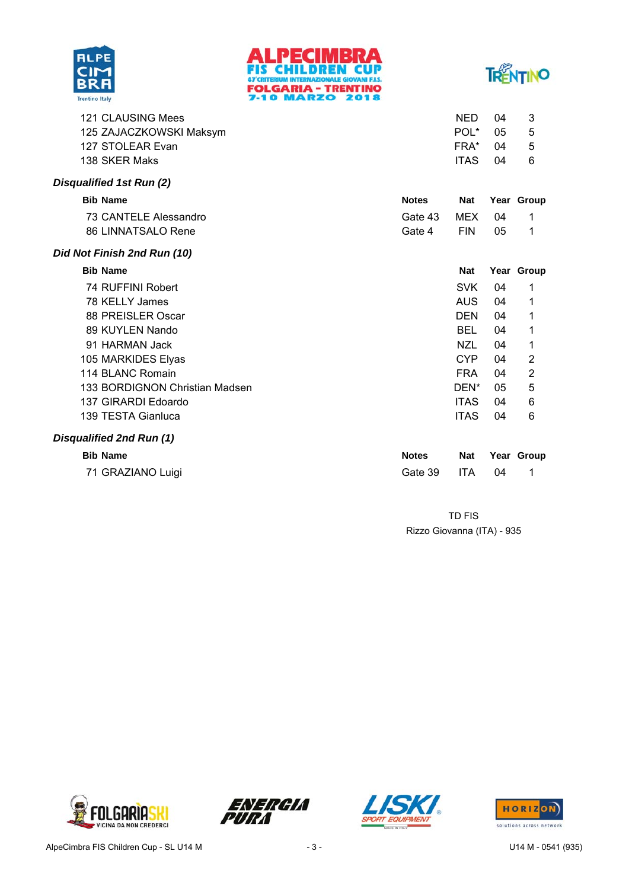| Bib | Name | Nat | Year | Group |
|---|---|---|---|---|
| 121 | CLAUSING Mees | NED | 04 | 3 |
| 125 | ZAJACZKOWSKI Maksym | POL* | 05 | 5 |
| 127 | STOLEAR Evan | FRA* | 04 | 5 |
| 138 | SKER Maks | ITAS | 04 | 6 |

### *Disqualified 1st Run (2)*

| Bib | Name | Notes | Nat | Year | Group |
|---|---|---|---|---|---|
| 73 | CANTELE Alessandro | Gate 43 | MEX | 04 | 1 |
| 86 | LINNATSALO Rene | Gate 4 | FIN | 05 | 1 |

### *Did Not Finish 2nd Run (10)*

| Bib | Name | Nat | Year | Group |
|---|---|---|---|---|
| 74 | RUFFINI Robert | SVK | 04 | 1 |
| 78 | KELLY James | AUS | 04 | 1 |
| 88 | PREISLER Oscar | DEN | 04 | 1 |
| 89 | KUYLEN Nando | BEL | 04 | 1 |
| 91 | HARMAN Jack | NZL | 04 | 1 |
| 105 | MARKIDES Elyas | CYP | 04 | 2 |
| 114 | BLANC Romain | FRA | 04 | 2 |
| 133 | BORDIGNON Christian Madsen | DEN* | 05 | 5 |
| 137 | GIRARDI Edoardo | ITAS | 04 | 6 |
| 139 | TESTA Gianluca | ITAS | 04 | 6 |

### *Disqualified 2nd Run (1)*

| Bib | Name | Notes | Nat | Year | Group |
|---|---|---|---|---|---|
| 71 | GRAZIANO Luigi | Gate 39 | ITA | 04 | 1 |

TD FIS
Rizzo Giovanna (ITA) - 935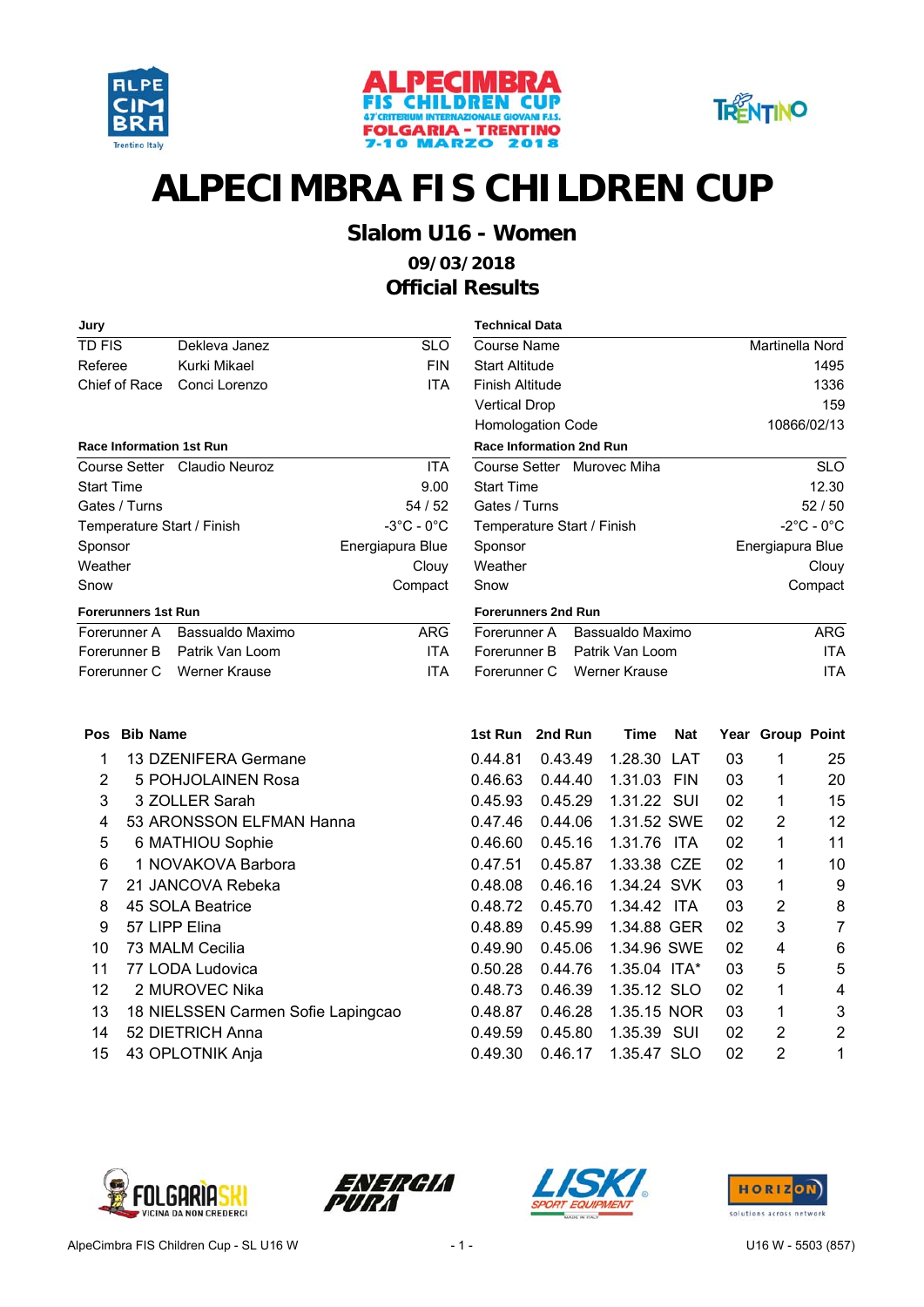# ALPECIMBRA FIS CHILDREN CUP

## Slalom U16 - Women

### 09/03/2018

### Official Results

| Jury | | |
|---|---|---|
| TD FIS | Dekleva Janez | SLO |
| Referee | Kurki Mikael | FIN |
| Chief of Race | Conci Lorenzo | ITA |

| Technical Data | |
|---|---|
| Course Name | Martinella Nord |
| Start Altitude | 1495 |
| Finish Altitude | 1336 |
| Vertical Drop | 159 |
| Homologation Code | 10866/02/13 |

| Race Information 1st Run | | |
|---|---|---|
| Course Setter | Claudio Neuroz | ITA |
| Start Time | | 9.00 |
| Gates / Turns | | 54 / 52 |
| Temperature Start / Finish | | -3°C - 0°C |
| Sponsor | | Energiapura Blue |
| Weather | | Clouy |
| Snow | | Compact |

| Race Information 2nd Run | | |
|---|---|---|
| Course Setter | Murovec Miha | SLO |
| Start Time | | 12.30 |
| Gates / Turns | | 52 / 50 |
| Temperature Start / Finish | | -2°C - 0°C |
| Sponsor | | Energiapura Blue |
| Weather | | Clouy |
| Snow | | Compact |

| Forerunners 1st Run | | |
|---|---|---|
| Forerunner A | Bassualdo Maximo | ARG |
| Forerunner B | Patrik Van Loom | ITA |
| Forerunner C | Werner Krause | ITA |

| Forerunners 2nd Run | | |
|---|---|---|
| Forerunner A | Bassualdo Maximo | ARG |
| Forerunner B | Patrik Van Loom | ITA |
| Forerunner C | Werner Krause | ITA |

| Pos | Bib | Name | 1st Run | 2nd Run | Time | Nat | Year | Group | Point |
|---|---|---|---|---|---|---|---|---|---|
| 1 | 13 | DZENIFERA Germane | 0.44.81 | 0.43.49 | 1.28.30 | LAT | 03 | 1 | 25 |
| 2 | 5 | POHJOLAINEN Rosa | 0.46.63 | 0.44.40 | 1.31.03 | FIN | 03 | 1 | 20 |
| 3 | 3 | ZOLLER Sarah | 0.45.93 | 0.45.29 | 1.31.22 | SUI | 02 | 1 | 15 |
| 4 | 53 | ARONSSON ELFMAN Hanna | 0.47.46 | 0.44.06 | 1.31.52 | SWE | 02 | 2 | 12 |
| 5 | 6 | MATHIOU Sophie | 0.46.60 | 0.45.16 | 1.31.76 | ITA | 02 | 1 | 11 |
| 6 | 1 | NOVAKOVA Barbora | 0.47.51 | 0.45.87 | 1.33.38 | CZE | 02 | 1 | 10 |
| 7 | 21 | JANCOVA Rebeka | 0.48.08 | 0.46.16 | 1.34.24 | SVK | 03 | 1 | 9 |
| 8 | 45 | SOLA Beatrice | 0.48.72 | 0.45.70 | 1.34.42 | ITA | 03 | 2 | 8 |
| 9 | 57 | LIPP Elina | 0.48.89 | 0.45.99 | 1.34.88 | GER | 02 | 3 | 7 |
| 10 | 73 | MALM Cecilia | 0.49.90 | 0.45.06 | 1.34.96 | SWE | 02 | 4 | 6 |
| 11 | 77 | LODA Ludovica | 0.50.28 | 0.44.76 | 1.35.04 | ITA* | 03 | 5 | 5 |
| 12 | 2 | MUROVEC Nika | 0.48.73 | 0.46.39 | 1.35.12 | SLO | 02 | 1 | 4 |
| 13 | 18 | NIELSSEN Carmen Sofie Lapingcao | 0.48.87 | 0.46.28 | 1.35.15 | NOR | 03 | 1 | 3 |
| 14 | 52 | DIETRICH Anna | 0.49.59 | 0.45.80 | 1.35.39 | SUI | 02 | 2 | 2 |
| 15 | 43 | OPLOTNIK Anja | 0.49.30 | 0.46.17 | 1.35.47 | SLO | 02 | 2 | 1 |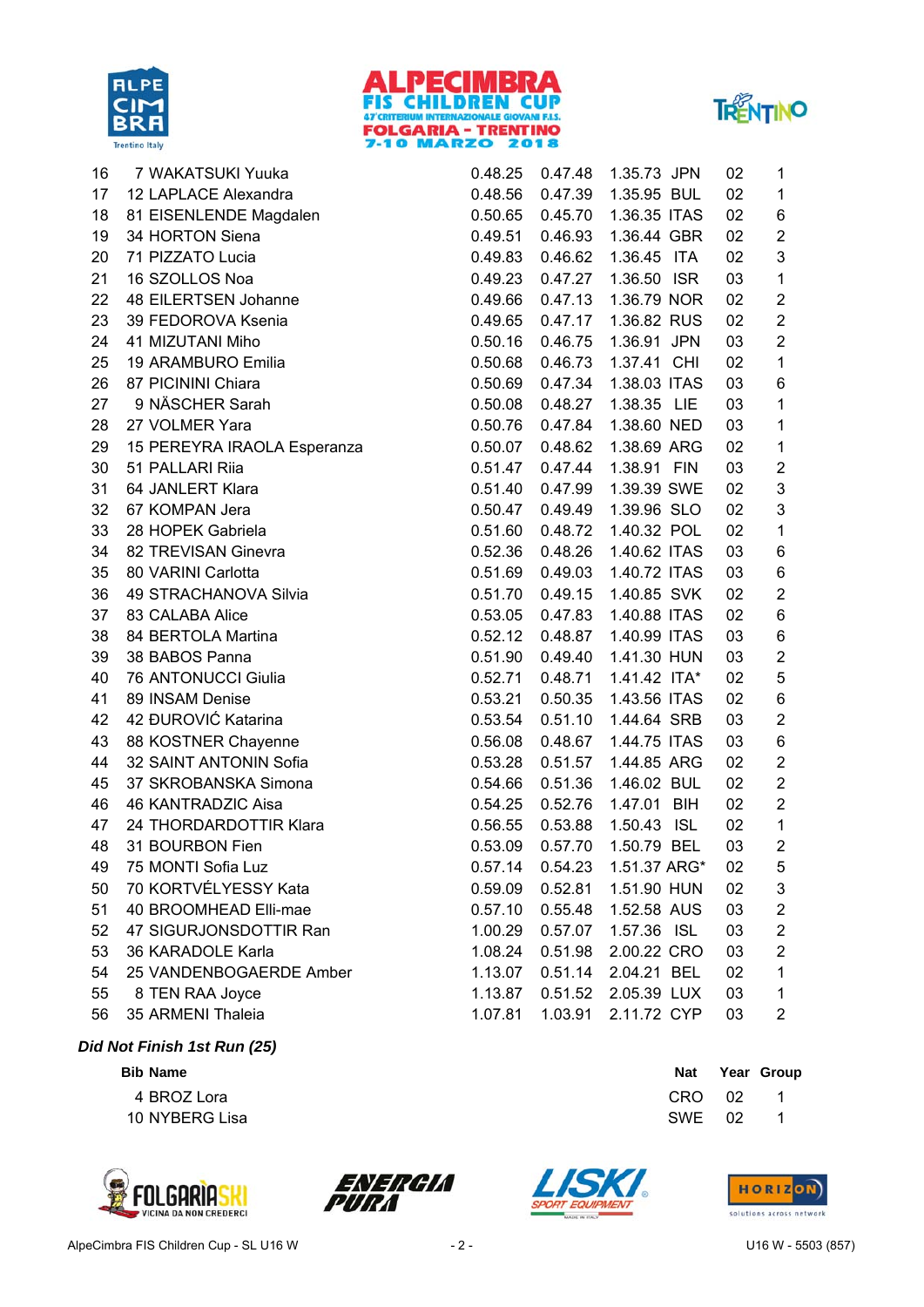| Rank | Bib | Name | Run 1 | Run 2 | Total | Nat | Year | Group |
|---|---|---|---|---|---|---|---|---|
| 16 | 7 | WAKATSUKI Yuuka | 0.48.25 | 0.47.48 | 1.35.73 | JPN | 02 | 1 |
| 17 | 12 | LAPLACE Alexandra | 0.48.56 | 0.47.39 | 1.35.95 | BUL | 02 | 1 |
| 18 | 81 | EISENLENDE Magdalen | 0.50.65 | 0.45.70 | 1.36.35 | ITAS | 02 | 6 |
| 19 | 34 | HORTON Siena | 0.49.51 | 0.46.93 | 1.36.44 | GBR | 02 | 2 |
| 20 | 71 | PIZZATO Lucia | 0.49.83 | 0.46.62 | 1.36.45 | ITA | 02 | 3 |
| 21 | 16 | SZOLLOS Noa | 0.49.23 | 0.47.27 | 1.36.50 | ISR | 03 | 1 |
| 22 | 48 | EILERTSEN Johanne | 0.49.66 | 0.47.13 | 1.36.79 | NOR | 02 | 2 |
| 23 | 39 | FEDOROVA Ksenia | 0.49.65 | 0.47.17 | 1.36.82 | RUS | 02 | 2 |
| 24 | 41 | MIZUTANI Miho | 0.50.16 | 0.46.75 | 1.36.91 | JPN | 03 | 2 |
| 25 | 19 | ARAMBURO Emilia | 0.50.68 | 0.46.73 | 1.37.41 | CHI | 02 | 1 |
| 26 | 87 | PICININI Chiara | 0.50.69 | 0.47.34 | 1.38.03 | ITAS | 03 | 6 |
| 27 | 9 | NÄSCHER Sarah | 0.50.08 | 0.48.27 | 1.38.35 | LIE | 03 | 1 |
| 28 | 27 | VOLMER Yara | 0.50.76 | 0.47.84 | 1.38.60 | NED | 03 | 1 |
| 29 | 15 | PEREYRA IRAOLA Esperanza | 0.50.07 | 0.48.62 | 1.38.69 | ARG | 02 | 1 |
| 30 | 51 | PALLARI Riia | 0.51.47 | 0.47.44 | 1.38.91 | FIN | 03 | 2 |
| 31 | 64 | JANLERT Klara | 0.51.40 | 0.47.99 | 1.39.39 | SWE | 02 | 3 |
| 32 | 67 | KOMPAN Jera | 0.50.47 | 0.49.49 | 1.39.96 | SLO | 02 | 3 |
| 33 | 28 | HOPEK Gabriela | 0.51.60 | 0.48.72 | 1.40.32 | POL | 02 | 1 |
| 34 | 82 | TREVISAN Ginevra | 0.52.36 | 0.48.26 | 1.40.62 | ITAS | 03 | 6 |
| 35 | 80 | VARINI Carlotta | 0.51.69 | 0.49.03 | 1.40.72 | ITAS | 03 | 6 |
| 36 | 49 | STRACHANOVA Silvia | 0.51.70 | 0.49.15 | 1.40.85 | SVK | 02 | 2 |
| 37 | 83 | CALABA Alice | 0.53.05 | 0.47.83 | 1.40.88 | ITAS | 02 | 6 |
| 38 | 84 | BERTOLA Martina | 0.52.12 | 0.48.87 | 1.40.99 | ITAS | 03 | 6 |
| 39 | 38 | BABOS Panna | 0.51.90 | 0.49.40 | 1.41.30 | HUN | 03 | 2 |
| 40 | 76 | ANTONUCCI Giulia | 0.52.71 | 0.48.71 | 1.41.42 | ITA* | 02 | 5 |
| 41 | 89 | INSAM Denise | 0.53.21 | 0.50.35 | 1.43.56 | ITAS | 02 | 6 |
| 42 | 42 | ĐUROVIĆ Katarina | 0.53.54 | 0.51.10 | 1.44.64 | SRB | 03 | 2 |
| 43 | 88 | KOSTNER Chayenne | 0.56.08 | 0.48.67 | 1.44.75 | ITAS | 03 | 6 |
| 44 | 32 | SAINT ANTONIN Sofia | 0.53.28 | 0.51.57 | 1.44.85 | ARG | 02 | 2 |
| 45 | 37 | SKROBANSKA Simona | 0.54.66 | 0.51.36 | 1.46.02 | BUL | 02 | 2 |
| 46 | 46 | KANTRADZIC Aisa | 0.54.25 | 0.52.76 | 1.47.01 | BIH | 02 | 2 |
| 47 | 24 | THORDARDOTTIR Klara | 0.56.55 | 0.53.88 | 1.50.43 | ISL | 02 | 1 |
| 48 | 31 | BOURBON Fien | 0.53.09 | 0.57.70 | 1.50.79 | BEL | 03 | 2 |
| 49 | 75 | MONTI Sofia Luz | 0.57.14 | 0.54.23 | 1.51.37 | ARG* | 02 | 5 |
| 50 | 70 | KORTVÉLYESSY Kata | 0.59.09 | 0.52.81 | 1.51.90 | HUN | 02 | 3 |
| 51 | 40 | BROOMHEAD Elli-mae | 0.57.10 | 0.55.48 | 1.52.58 | AUS | 03 | 2 |
| 52 | 47 | SIGURJONSDOTTIR Ran | 1.00.29 | 0.57.07 | 1.57.36 | ISL | 03 | 2 |
| 53 | 36 | KARADOLE Karla | 1.08.24 | 0.51.98 | 2.00.22 | CRO | 03 | 2 |
| 54 | 25 | VANDENBOGAERDE Amber | 1.13.07 | 0.51.14 | 2.04.21 | BEL | 02 | 1 |
| 55 | 8 | TEN RAA Joyce | 1.13.87 | 0.51.52 | 2.05.39 | LUX | 03 | 1 |
| 56 | 35 | ARMENI Thaleia | 1.07.81 | 1.03.91 | 2.11.72 | CYP | 03 | 2 |

***Did Not Finish 1st Run (25)***

| Bib | Name | Nat | Year | Group |
|---|---|---|---|---|
| 4 | BROZ Lora | CRO | 02 | 1 |
| 10 | NYBERG Lisa | SWE | 02 | 1 |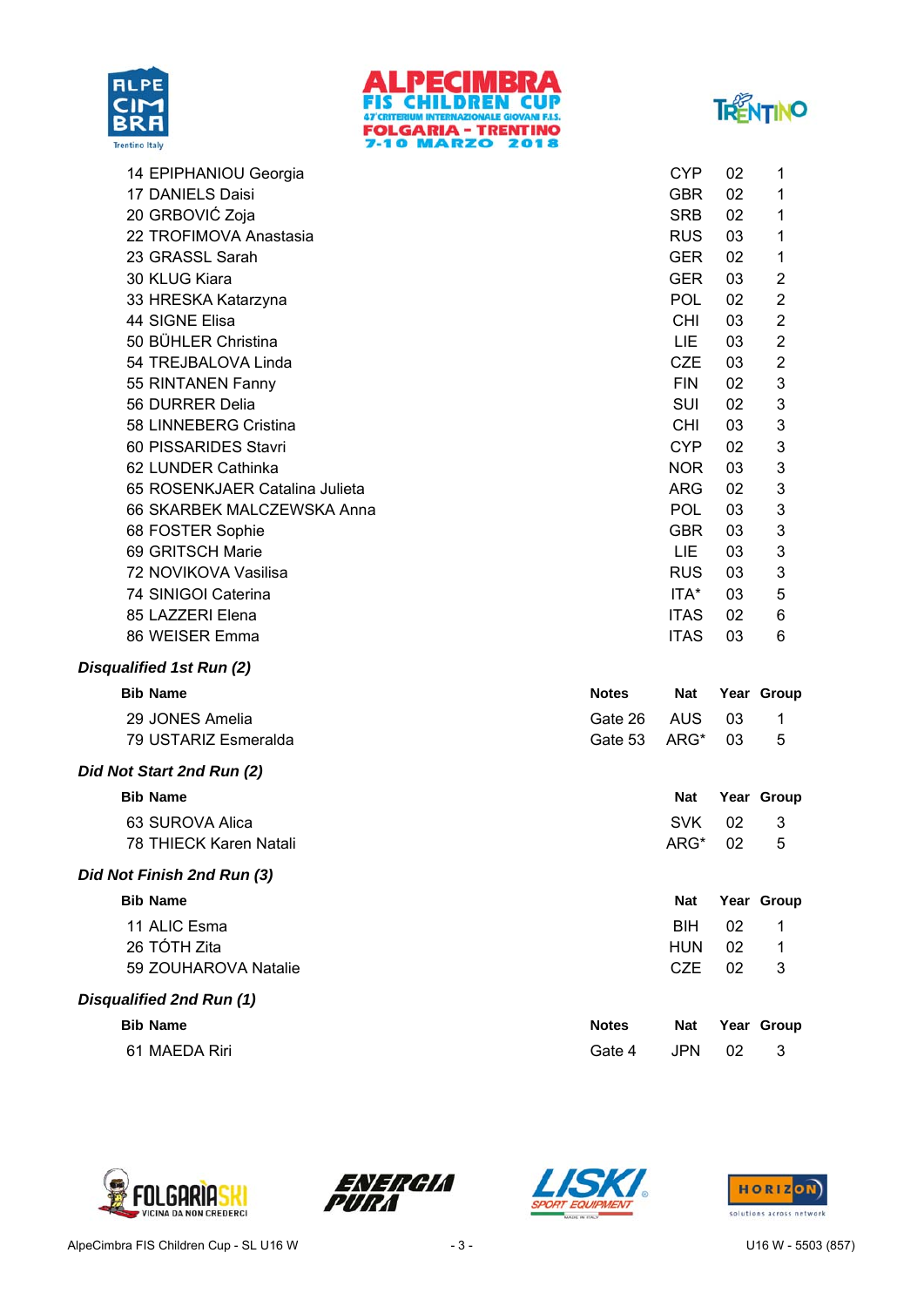| Bib Name | Nat | Year | Group |
|---|---|---|---|
| 14 EPIPHANIOU Georgia | CYP | 02 | 1 |
| 17 DANIELS Daisi | GBR | 02 | 1 |
| 20 GRBOVIĆ Zoja | SRB | 02 | 1 |
| 22 TROFIMOVA Anastasia | RUS | 03 | 1 |
| 23 GRASSL Sarah | GER | 02 | 1 |
| 30 KLUG Kiara | GER | 03 | 2 |
| 33 HRESKA Katarzyna | POL | 02 | 2 |
| 44 SIGNE Elisa | CHI | 03 | 2 |
| 50 BÜHLER Christina | LIE | 03 | 2 |
| 54 TREJBALOVA Linda | CZE | 03 | 2 |
| 55 RINTANEN Fanny | FIN | 02 | 3 |
| 56 DURRER Delia | SUI | 02 | 3 |
| 58 LINNEBERG Cristina | CHI | 03 | 3 |
| 60 PISSARIDES Stavri | CYP | 02 | 3 |
| 62 LUNDER Cathinka | NOR | 03 | 3 |
| 65 ROSENKJAER Catalina Julieta | ARG | 02 | 3 |
| 66 SKARBEK MALCZEWSKA Anna | POL | 03 | 3 |
| 68 FOSTER Sophie | GBR | 03 | 3 |
| 69 GRITSCH Marie | LIE | 03 | 3 |
| 72 NOVIKOVA Vasilisa | RUS | 03 | 3 |
| 74 SINIGOI Caterina | ITA* | 03 | 5 |
| 85 LAZZERI Elena | ITAS | 02 | 6 |
| 86 WEISER Emma | ITAS | 03 | 6 |

### *Disqualified 1st Run (2)*

| Bib Name | Notes | Nat | Year | Group |
|---|---|---|---|---|
| 29 JONES Amelia | Gate 26 | AUS | 03 | 1 |
| 79 USTARIZ Esmeralda | Gate 53 | ARG* | 03 | 5 |

### *Did Not Start 2nd Run (2)*

| Bib Name | Nat | Year | Group |
|---|---|---|---|
| 63 SUROVA Alica | SVK | 02 | 3 |
| 78 THIECK Karen Natali | ARG* | 02 | 5 |

### *Did Not Finish 2nd Run (3)*

| Bib Name | Nat | Year | Group |
|---|---|---|---|
| 11 ALIC Esma | BIH | 02 | 1 |
| 26 TÓTH Zita | HUN | 02 | 1 |
| 59 ZOUHAROVA Natalie | CZE | 02 | 3 |

### *Disqualified 2nd Run (1)*

| Bib Name | Notes | Nat | Year | Group |
|---|---|---|---|---|
| 61 MAEDA Riri | Gate 4 | JPN | 02 | 3 |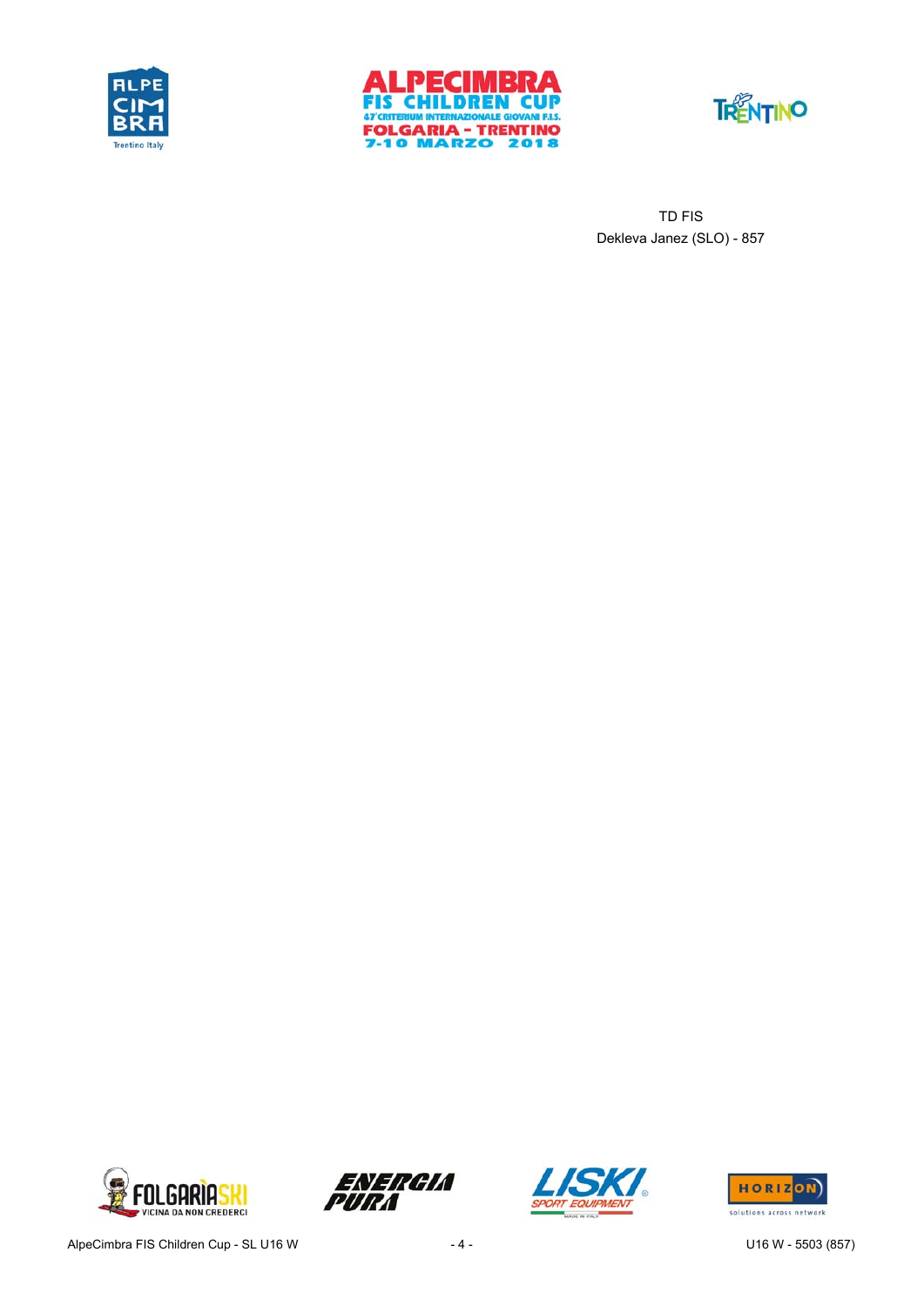TD FIS
Dekleva Janez (SLO) - 857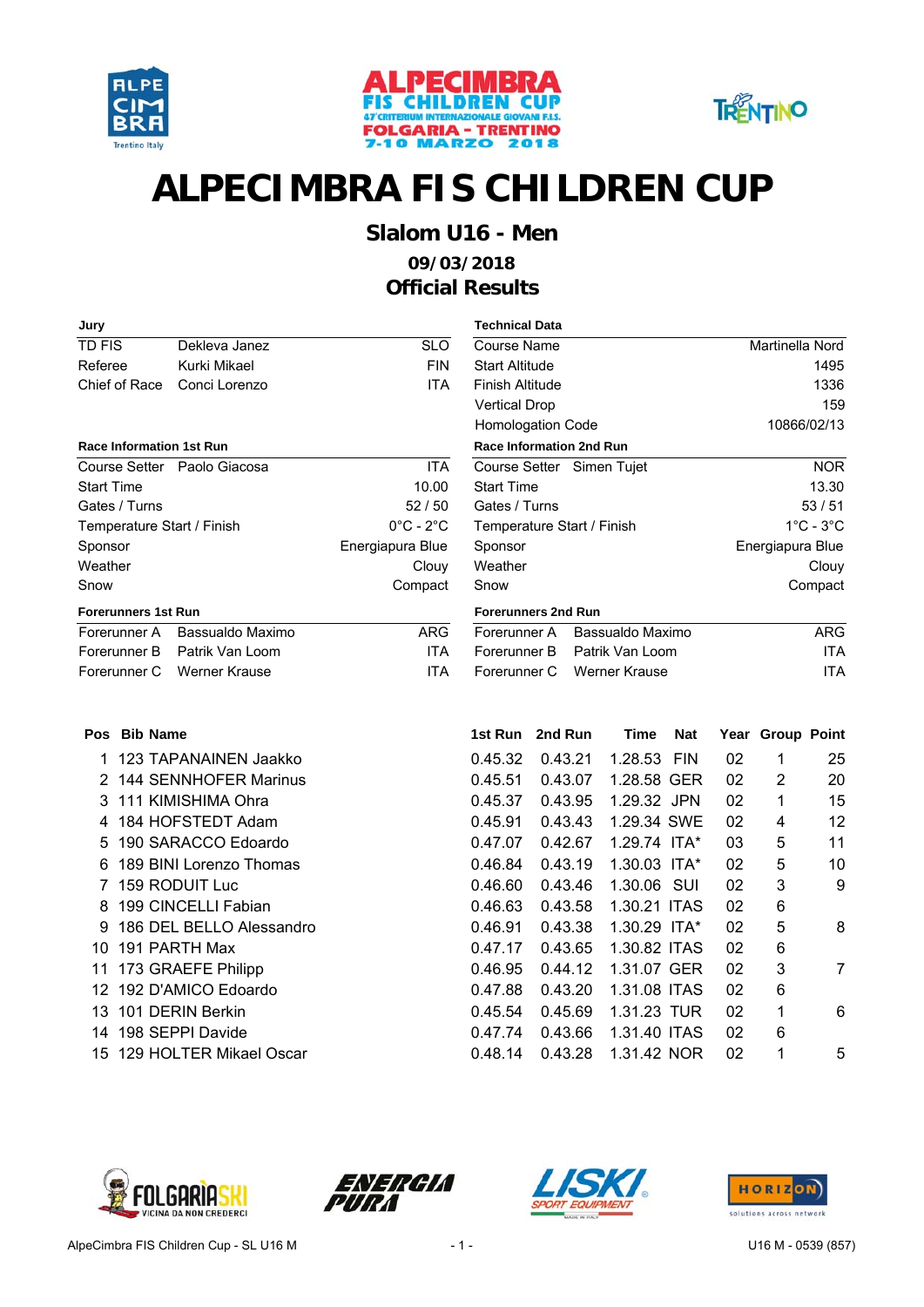# ALPECIMBRA FIS CHILDREN CUP

## Slalom U16 - Men

### 09/03/2018

### Official Results

| Jury | | |
|---|---|---|
| TD FIS | Dekleva Janez | SLO |
| Referee | Kurki Mikael | FIN |
| Chief of Race | Conci Lorenzo | ITA |

| Technical Data | |
|---|---|
| Course Name | Martinella Nord |
| Start Altitude | 1495 |
| Finish Altitude | 1336 |
| Vertical Drop | 159 |
| Homologation Code | 10866/02/13 |

| Race Information 1st Run | |
|---|---|
| Course Setter Paolo Giacosa | ITA |
| Start Time | 10.00 |
| Gates / Turns | 52 / 50 |
| Temperature Start / Finish | 0°C - 2°C |
| Sponsor | Energiapura Blue |
| Weather | Clouy |
| Snow | Compact |

| Race Information 2nd Run | |
|---|---|
| Course Setter Simen Tujet | NOR |
| Start Time | 13.30 |
| Gates / Turns | 53 / 51 |
| Temperature Start / Finish | 1°C - 3°C |
| Sponsor | Energiapura Blue |
| Weather | Clouy |
| Snow | Compact |

| Forerunners 1st Run | | |
|---|---|---|
| Forerunner A | Bassualdo Maximo | ARG |
| Forerunner B | Patrik Van Loom | ITA |
| Forerunner C | Werner Krause | ITA |

| Forerunners 2nd Run | | |
|---|---|---|
| Forerunner A | Bassualdo Maximo | ARG |
| Forerunner B | Patrik Van Loom | ITA |
| Forerunner C | Werner Krause | ITA |

| Pos | Bib | Name | 1st Run | 2nd Run | Time | Nat | Year | Group | Point |
|---|---|---|---|---|---|---|---|---|---|
| 1 | 123 | TAPANAINEN Jaakko | 0.45.32 | 0.43.21 | 1.28.53 | FIN | 02 | 1 | 25 |
| 2 | 144 | SENNHOFER Marinus | 0.45.51 | 0.43.07 | 1.28.58 | GER | 02 | 2 | 20 |
| 3 | 111 | KIMISHIMA Ohra | 0.45.37 | 0.43.95 | 1.29.32 | JPN | 02 | 1 | 15 |
| 4 | 184 | HOFSTEDT Adam | 0.45.91 | 0.43.43 | 1.29.34 | SWE | 02 | 4 | 12 |
| 5 | 190 | SARACCO Edoardo | 0.47.07 | 0.42.67 | 1.29.74 | ITA* | 03 | 5 | 11 |
| 6 | 189 | BINI Lorenzo Thomas | 0.46.84 | 0.43.19 | 1.30.03 | ITA* | 02 | 5 | 10 |
| 7 | 159 | RODUIT Luc | 0.46.60 | 0.43.46 | 1.30.06 | SUI | 02 | 3 | 9 |
| 8 | 199 | CINCELLI Fabian | 0.46.63 | 0.43.58 | 1.30.21 | ITAS | 02 | 6 | |
| 9 | 186 | DEL BELLO Alessandro | 0.46.91 | 0.43.38 | 1.30.29 | ITA* | 02 | 5 | 8 |
| 10 | 191 | PARTH Max | 0.47.17 | 0.43.65 | 1.30.82 | ITAS | 02 | 6 | |
| 11 | 173 | GRAEFE Philipp | 0.46.95 | 0.44.12 | 1.31.07 | GER | 02 | 3 | 7 |
| 12 | 192 | D'AMICO Edoardo | 0.47.88 | 0.43.20 | 1.31.08 | ITAS | 02 | 6 | |
| 13 | 101 | DERIN Berkin | 0.45.54 | 0.45.69 | 1.31.23 | TUR | 02 | 1 | 6 |
| 14 | 198 | SEPPI Davide | 0.47.74 | 0.43.66 | 1.31.40 | ITAS | 02 | 6 | |
| 15 | 129 | HOLTER Mikael Oscar | 0.48.14 | 0.43.28 | 1.31.42 | NOR | 02 | 1 | 5 |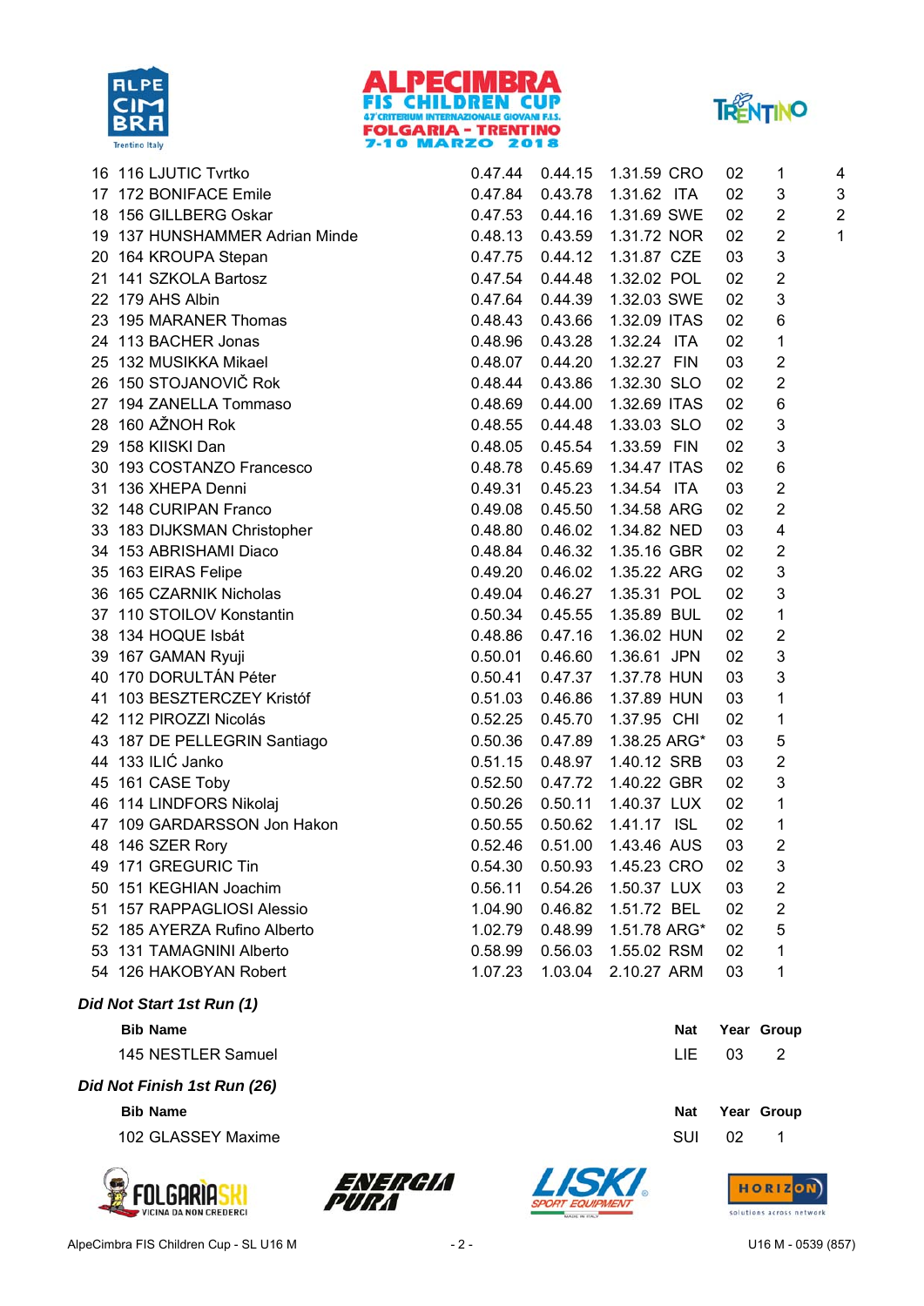| | | | | | | | | | |
|---|---|---|---|---|---|---|---|---|---|
| 16 | 116 | LJUTIC Tvrtko | 0.47.44 | 0.44.15 | 1.31.59 | CRO | 02 | 1 | 4 |
| 17 | 172 | BONIFACE Emile | 0.47.84 | 0.43.78 | 1.31.62 | ITA | 02 | 3 | 3 |
| 18 | 156 | GILLBERG Oskar | 0.47.53 | 0.44.16 | 1.31.69 | SWE | 02 | 2 | 2 |
| 19 | 137 | HUNSHAMMER Adrian Minde | 0.48.13 | 0.43.59 | 1.31.72 | NOR | 02 | 2 | 1 |
| 20 | 164 | KROUPA Stepan | 0.47.75 | 0.44.12 | 1.31.87 | CZE | 03 | 3 | |
| 21 | 141 | SZKOLA Bartosz | 0.47.54 | 0.44.48 | 1.32.02 | POL | 02 | 2 | |
| 22 | 179 | AHS Albin | 0.47.64 | 0.44.39 | 1.32.03 | SWE | 02 | 3 | |
| 23 | 195 | MARANER Thomas | 0.48.43 | 0.43.66 | 1.32.09 | ITAS | 02 | 6 | |
| 24 | 113 | BACHER Jonas | 0.48.96 | 0.43.28 | 1.32.24 | ITA | 02 | 1 | |
| 25 | 132 | MUSIKKA Mikael | 0.48.07 | 0.44.20 | 1.32.27 | FIN | 03 | 2 | |
| 26 | 150 | STOJANOVIČ Rok | 0.48.44 | 0.43.86 | 1.32.30 | SLO | 02 | 2 | |
| 27 | 194 | ZANELLA Tommaso | 0.48.69 | 0.44.00 | 1.32.69 | ITAS | 02 | 6 | |
| 28 | 160 | AŽNOH Rok | 0.48.55 | 0.44.48 | 1.33.03 | SLO | 02 | 3 | |
| 29 | 158 | KIISKI Dan | 0.48.05 | 0.45.54 | 1.33.59 | FIN | 02 | 3 | |
| 30 | 193 | COSTANZO Francesco | 0.48.78 | 0.45.69 | 1.34.47 | ITAS | 02 | 6 | |
| 31 | 136 | XHEPA Denni | 0.49.31 | 0.45.23 | 1.34.54 | ITA | 03 | 2 | |
| 32 | 148 | CURIPAN Franco | 0.49.08 | 0.45.50 | 1.34.58 | ARG | 02 | 2 | |
| 33 | 183 | DIJKSMAN Christopher | 0.48.80 | 0.46.02 | 1.34.82 | NED | 03 | 4 | |
| 34 | 153 | ABRISHAMI Diaco | 0.48.84 | 0.46.32 | 1.35.16 | GBR | 02 | 2 | |
| 35 | 163 | EIRAS Felipe | 0.49.20 | 0.46.02 | 1.35.22 | ARG | 02 | 3 | |
| 36 | 165 | CZARNIK Nicholas | 0.49.04 | 0.46.27 | 1.35.31 | POL | 02 | 3 | |
| 37 | 110 | STOILOV Konstantin | 0.50.34 | 0.45.55 | 1.35.89 | BUL | 02 | 1 | |
| 38 | 134 | HOQUE Isbát | 0.48.86 | 0.47.16 | 1.36.02 | HUN | 02 | 2 | |
| 39 | 167 | GAMAN Ryuji | 0.50.01 | 0.46.60 | 1.36.61 | JPN | 02 | 3 | |
| 40 | 170 | DORULTÁN Péter | 0.50.41 | 0.47.37 | 1.37.78 | HUN | 03 | 3 | |
| 41 | 103 | BESZTERCZEY Kristóf | 0.51.03 | 0.46.86 | 1.37.89 | HUN | 03 | 1 | |
| 42 | 112 | PIROZZI Nicolás | 0.52.25 | 0.45.70 | 1.37.95 | CHI | 02 | 1 | |
| 43 | 187 | DE PELLEGRIN Santiago | 0.50.36 | 0.47.89 | 1.38.25 | ARG* | 03 | 5 | |
| 44 | 133 | ILIĆ Janko | 0.51.15 | 0.48.97 | 1.40.12 | SRB | 03 | 2 | |
| 45 | 161 | CASE Toby | 0.52.50 | 0.47.72 | 1.40.22 | GBR | 02 | 3 | |
| 46 | 114 | LINDFORS Nikolaj | 0.50.26 | 0.50.11 | 1.40.37 | LUX | 02 | 1 | |
| 47 | 109 | GARDARSSON Jon Hakon | 0.50.55 | 0.50.62 | 1.41.17 | ISL | 02 | 1 | |
| 48 | 146 | SZER Rory | 0.52.46 | 0.51.00 | 1.43.46 | AUS | 03 | 2 | |
| 49 | 171 | GREGURIC Tin | 0.54.30 | 0.50.93 | 1.45.23 | CRO | 02 | 3 | |
| 50 | 151 | KEGHIAN Joachim | 0.56.11 | 0.54.26 | 1.50.37 | LUX | 03 | 2 | |
| 51 | 157 | RAPPAGLIOSI Alessio | 1.04.90 | 0.46.82 | 1.51.72 | BEL | 02 | 2 | |
| 52 | 185 | AYERZA Rufino Alberto | 1.02.79 | 0.48.99 | 1.51.78 | ARG* | 02 | 5 | |
| 53 | 131 | TAMAGNINI Alberto | 0.58.99 | 0.56.03 | 1.55.02 | RSM | 02 | 1 | |
| 54 | 126 | HAKOBYAN Robert | 1.07.23 | 1.03.04 | 2.10.27 | ARM | 03 | 1 | |

***Did Not Start 1st Run (1)***

| Bib | Name | Nat | Year | Group |
|---|---|---|---|---|
| 145 | NESTLER Samuel | LIE | 03 | 2 |

***Did Not Finish 1st Run (26)***

| Bib | Name | Nat | Year | Group |
|---|---|---|---|---|
| 102 | GLASSEY Maxime | SUI | 02 | 1 |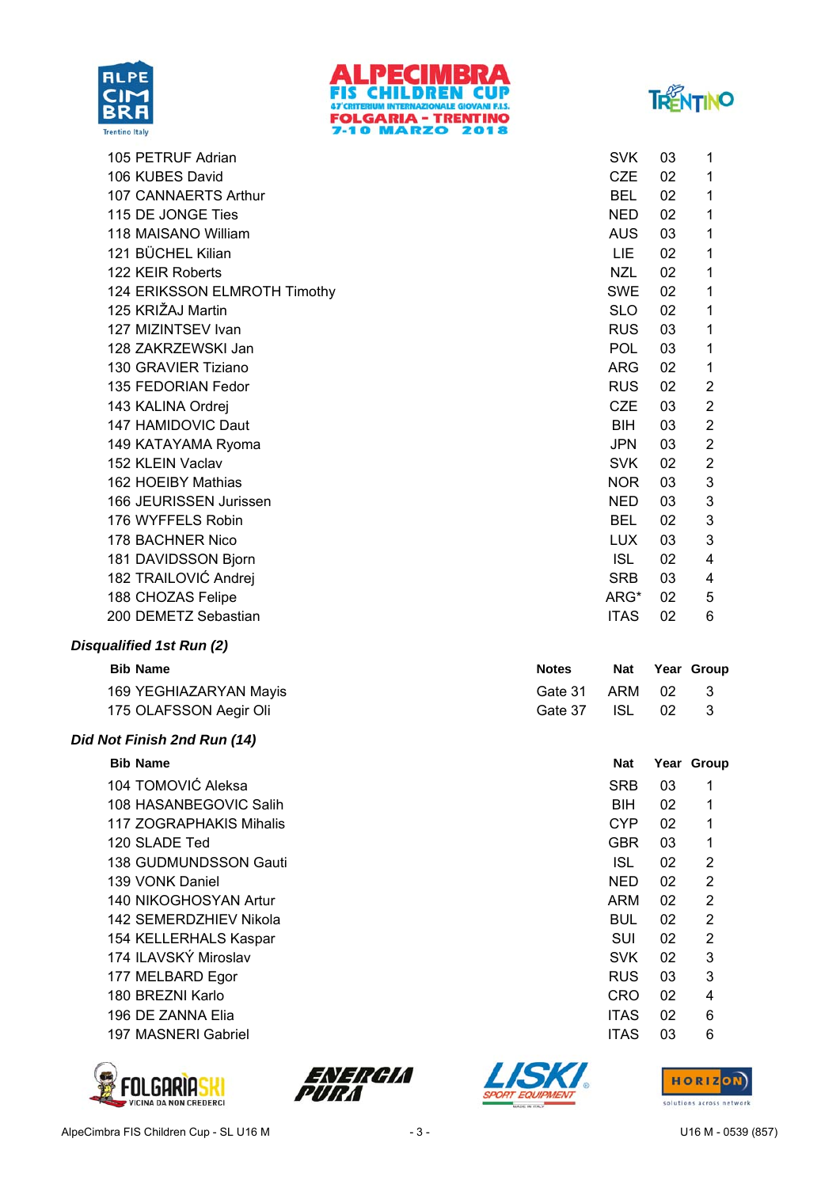| Bib | Name | Nat | Year | Group |
|---|---|---|---|---|
| 105 | PETRUF Adrian | SVK | 03 | 1 |
| 106 | KUBES David | CZE | 02 | 1 |
| 107 | CANNAERTS Arthur | BEL | 02 | 1 |
| 115 | DE JONGE Ties | NED | 02 | 1 |
| 118 | MAISANO William | AUS | 03 | 1 |
| 121 | BÜCHEL Kilian | LIE | 02 | 1 |
| 122 | KEIR Roberts | NZL | 02 | 1 |
| 124 | ERIKSSON ELMROTH Timothy | SWE | 02 | 1 |
| 125 | KRIŽAJ Martin | SLO | 02 | 1 |
| 127 | MIZINTSEV Ivan | RUS | 03 | 1 |
| 128 | ZAKRZEWSKI Jan | POL | 03 | 1 |
| 130 | GRAVIER Tiziano | ARG | 02 | 1 |
| 135 | FEDORIAN Fedor | RUS | 02 | 2 |
| 143 | KALINA Ordrej | CZE | 03 | 2 |
| 147 | HAMIDOVIC Daut | BIH | 03 | 2 |
| 149 | KATAYAMA Ryoma | JPN | 03 | 2 |
| 152 | KLEIN Vaclav | SVK | 02 | 2 |
| 162 | HOEIBY Mathias | NOR | 03 | 3 |
| 166 | JEURISSEN Jurissen | NED | 03 | 3 |
| 176 | WYFFELS Robin | BEL | 02 | 3 |
| 178 | BACHNER Nico | LUX | 03 | 3 |
| 181 | DAVIDSSON Bjorn | ISL | 02 | 4 |
| 182 | TRAILOVIĆ Andrej | SRB | 03 | 4 |
| 188 | CHOZAS Felipe | ARG* | 02 | 5 |
| 200 | DEMETZ Sebastian | ITAS | 02 | 6 |

### *Disqualified 1st Run (2)*

| Bib | Name | Notes | Nat | Year | Group |
|---|---|---|---|---|---|
| 169 | YEGHIAZARYAN Mayis | Gate 31 | ARM | 02 | 3 |
| 175 | OLAFSSON Aegir Oli | Gate 37 | ISL | 02 | 3 |

### *Did Not Finish 2nd Run (14)*

| Bib | Name | Nat | Year | Group |
|---|---|---|---|---|
| 104 | TOMOVIĆ Aleksa | SRB | 03 | 1 |
| 108 | HASANBEGOVIC Salih | BIH | 02 | 1 |
| 117 | ZOGRAPHAKIS Mihalis | CYP | 02 | 1 |
| 120 | SLADE Ted | GBR | 03 | 1 |
| 138 | GUDMUNDSSON Gauti | ISL | 02 | 2 |
| 139 | VONK Daniel | NED | 02 | 2 |
| 140 | NIKOGHOSYAN Artur | ARM | 02 | 2 |
| 142 | SEMERDZHIEV Nikola | BUL | 02 | 2 |
| 154 | KELLERHALS Kaspar | SUI | 02 | 2 |
| 174 | ILAVSKÝ Miroslav | SVK | 02 | 3 |
| 177 | MELBARD Egor | RUS | 03 | 3 |
| 180 | BREZNI Karlo | CRO | 02 | 4 |
| 196 | DE ZANNA Elia | ITAS | 02 | 6 |
| 197 | MASNERI Gabriel | ITAS | 03 | 6 |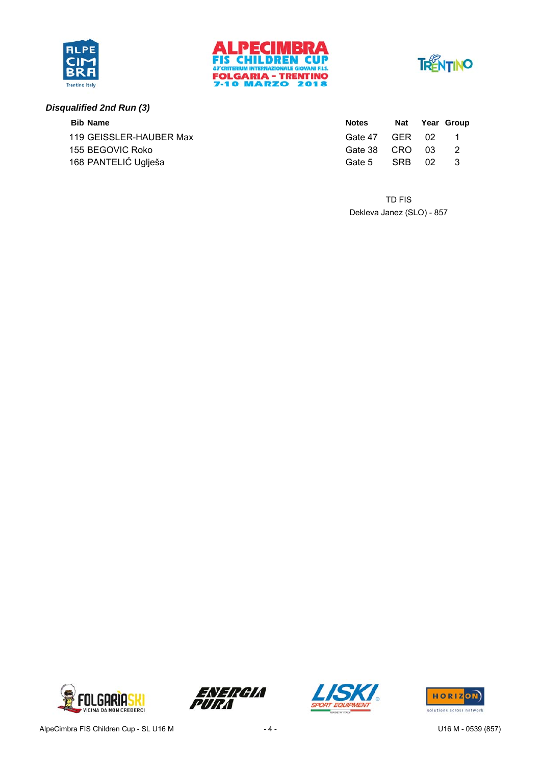### *Disqualified 2nd Run (3)*

| Bib | Name | Notes | Nat | Year | Group |
|---|---|---|---|---|---|
| 119 | GEISSLER-HAUBER Max | Gate 47 | GER | 02 | 1 |
| 155 | BEGOVIC Roko | Gate 38 | CRO | 03 | 2 |
| 168 | PANTELIĆ Uglješa | Gate 5 | SRB | 02 | 3 |

TD FIS

Dekleva Janez (SLO) - 857